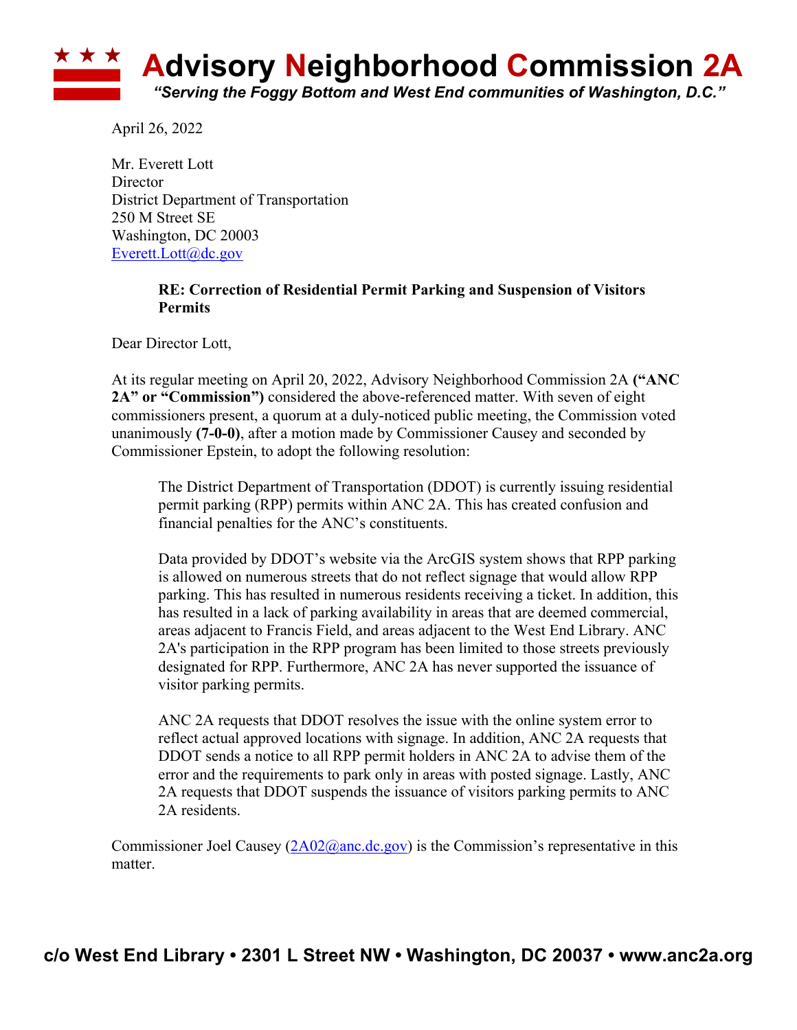# Advisory Neighborhood Commission 2A

*"Serving the Foggy Bottom and West End communities of Washington, D.C."*

April 26, 2022

Mr. Everett Lott
Director
District Department of Transportation
250 M Street SE
Washington, DC 20003
Everett.Lott@dc.gov

> **RE: Correction of Residential Permit Parking and Suspension of Visitors Permits**

Dear Director Lott,

At its regular meeting on April 20, 2022, Advisory Neighborhood Commission 2A **("ANC 2A" or "Commission")** considered the above-referenced matter. With seven of eight commissioners present, a quorum at a duly-noticed public meeting, the Commission voted unanimously **(7-0-0)**, after a motion made by Commissioner Causey and seconded by Commissioner Epstein, to adopt the following resolution:

> The District Department of Transportation (DDOT) is currently issuing residential permit parking (RPP) permits within ANC 2A. This has created confusion and financial penalties for the ANC's constituents.
>
> Data provided by DDOT's website via the ArcGIS system shows that RPP parking is allowed on numerous streets that do not reflect signage that would allow RPP parking. This has resulted in numerous residents receiving a ticket. In addition, this has resulted in a lack of parking availability in areas that are deemed commercial, areas adjacent to Francis Field, and areas adjacent to the West End Library. ANC 2A's participation in the RPP program has been limited to those streets previously designated for RPP. Furthermore, ANC 2A has never supported the issuance of visitor parking permits.
>
> ANC 2A requests that DDOT resolves the issue with the online system error to reflect actual approved locations with signage. In addition, ANC 2A requests that DDOT sends a notice to all RPP permit holders in ANC 2A to advise them of the error and the requirements to park only in areas with posted signage. Lastly, ANC 2A requests that DDOT suspends the issuance of visitors parking permits to ANC 2A residents.

Commissioner Joel Causey (2A02@anc.dc.gov) is the Commission's representative in this matter.

**c/o West End Library • 2301 L Street NW • Washington, DC 20037 • www.anc2a.org**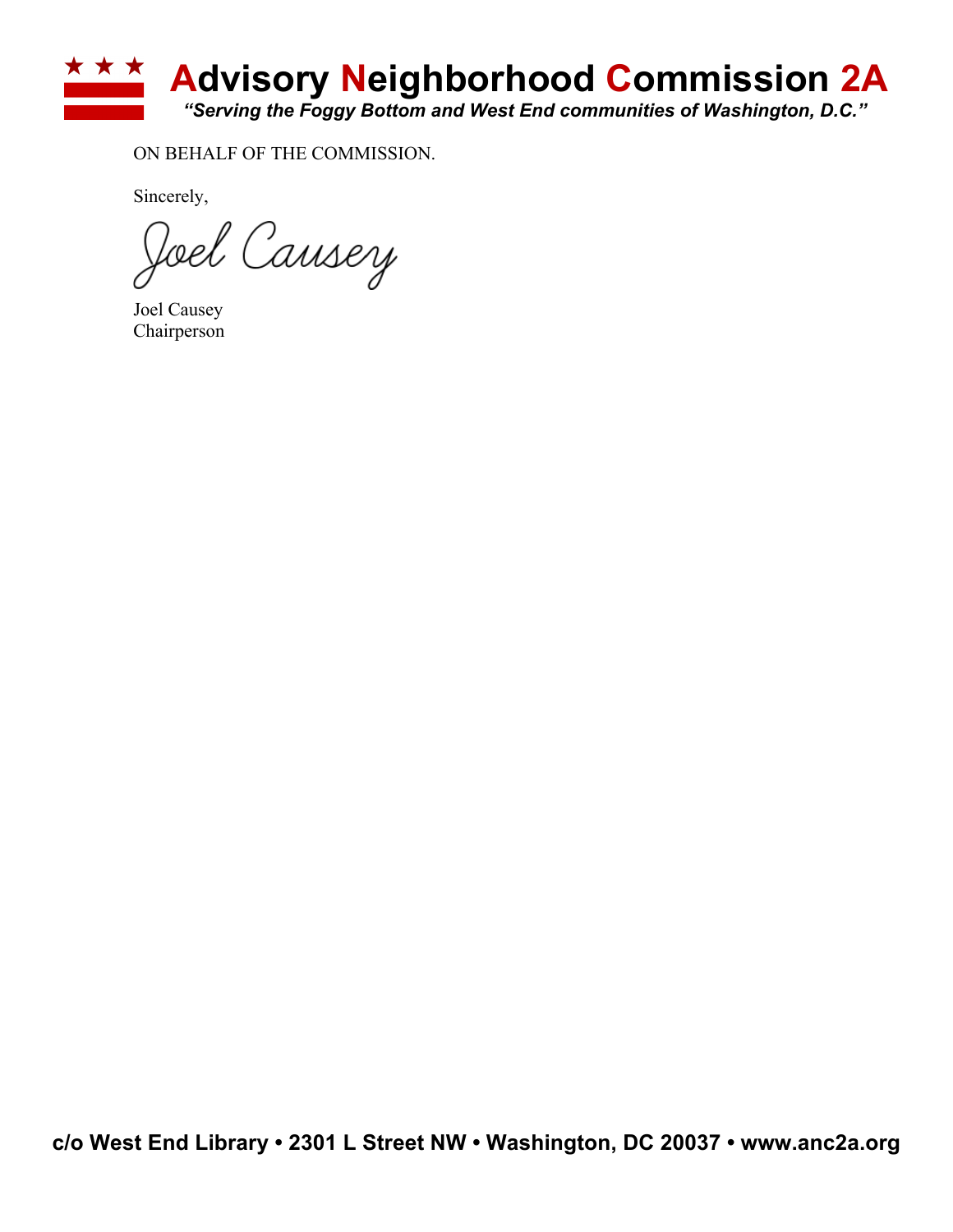ON BEHALF OF THE COMMISSION.

Sincerely,

Joel Causey

Joel Causey
Chairperson